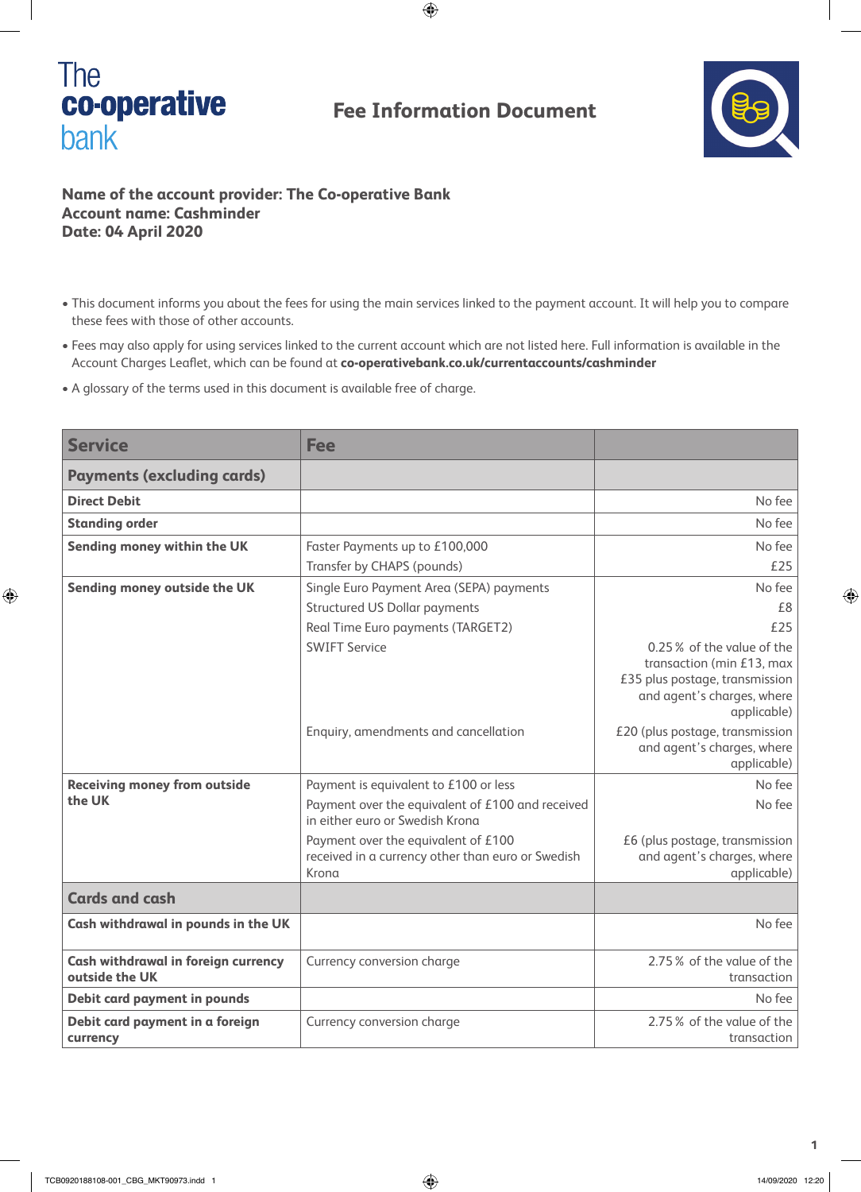The co-operative bank

# Fee Information Document

**Name of the account provider: The Co-operative Bank**
**Account name: Cashminder**
**Date: 04 April 2020**

- This document informs you about the fees for using the main services linked to the payment account. It will help you to compare these fees with those of other accounts.
- Fees may also apply for using services linked to the current account which are not listed here. Full information is available in the Account Charges Leaflet, which can be found at **co-operativebank.co.uk/currentaccounts/cashminder**
- A glossary of the terms used in this document is available free of charge.

| Service | Fee | |
|---|---|---|
| **Payments (excluding cards)** | | |
| **Direct Debit** | | No fee |
| **Standing order** | | No fee |
| **Sending money within the UK** | Faster Payments up to £100,000 | No fee |
| | Transfer by CHAPS (pounds) | £25 |
| **Sending money outside the UK** | Single Euro Payment Area (SEPA) payments | No fee |
| | Structured US Dollar payments | £8 |
| | Real Time Euro payments (TARGET2) | £25 |
| | SWIFT Service | 0.25 % of the value of the transaction (min £13, max £35 plus postage, transmission and agent's charges, where applicable) |
| | Enquiry, amendments and cancellation | £20 (plus postage, transmission and agent's charges, where applicable) |
| **Receiving money from outside the UK** | Payment is equivalent to £100 or less | No fee |
| | Payment over the equivalent of £100 and received in either euro or Swedish Krona | No fee |
| | Payment over the equivalent of £100 received in a currency other than euro or Swedish Krona | £6 (plus postage, transmission and agent's charges, where applicable) |
| **Cards and cash** | | |
| **Cash withdrawal in pounds in the UK** | | No fee |
| **Cash withdrawal in foreign currency outside the UK** | Currency conversion charge | 2.75 % of the value of the transaction |
| **Debit card payment in pounds** | | No fee |
| **Debit card payment in a foreign currency** | Currency conversion charge | 2.75 % of the value of the transaction |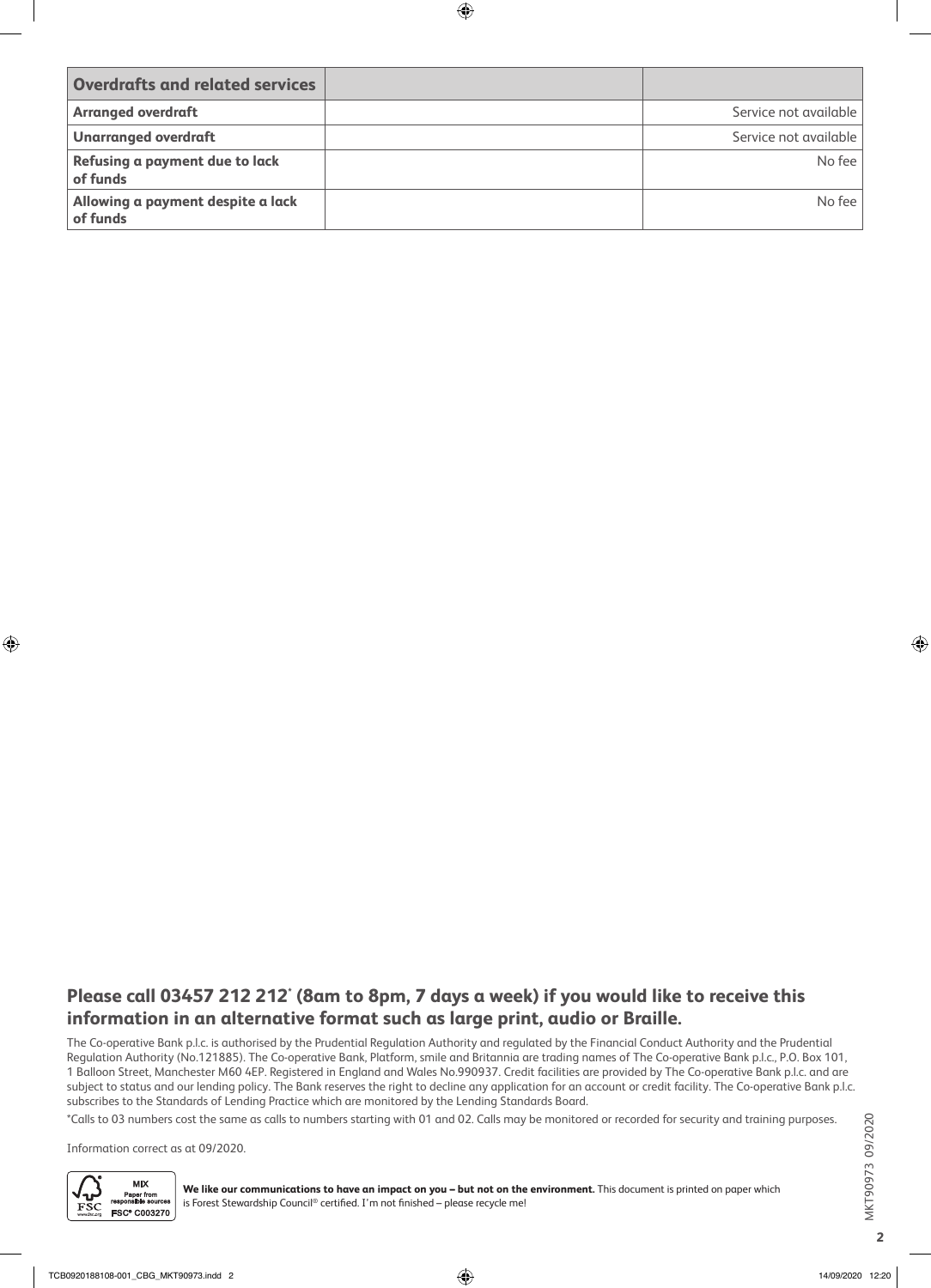| Overdrafts and related services | | |
|---|---|---|
| **Arranged overdraft** | | Service not available |
| **Unarranged overdraft** | | Service not available |
| **Refusing a payment due to lack of funds** | | No fee |
| **Allowing a payment despite a lack of funds** | | No fee |

**Please call 03457 212 212* (8am to 8pm, 7 days a week) if you would like to receive this information in an alternative format such as large print, audio or Braille.**

The Co-operative Bank p.l.c. is authorised by the Prudential Regulation Authority and regulated by the Financial Conduct Authority and the Prudential Regulation Authority (No.121885). The Co-operative Bank, Platform, smile and Britannia are trading names of The Co-operative Bank p.l.c., P.O. Box 101, 1 Balloon Street, Manchester M60 4EP. Registered in England and Wales No.990937. Credit facilities are provided by The Co-operative Bank p.l.c. and are subject to status and our lending policy. The Bank reserves the right to decline any application for an account or credit facility. The Co-operative Bank p.l.c. subscribes to the Standards of Lending Practice which are monitored by the Lending Standards Board.

*Calls to 03 numbers cost the same as calls to numbers starting with 01 and 02. Calls may be monitored or recorded for security and training purposes.

Information correct as at 09/2020.

MIX Paper from responsible sources FSC® C003270

**We like our communications to have an impact on you – but not on the environment.** This document is printed on paper which is Forest Stewardship Council® certified. I'm not finished – please recycle me!

MKT90973 09/2020